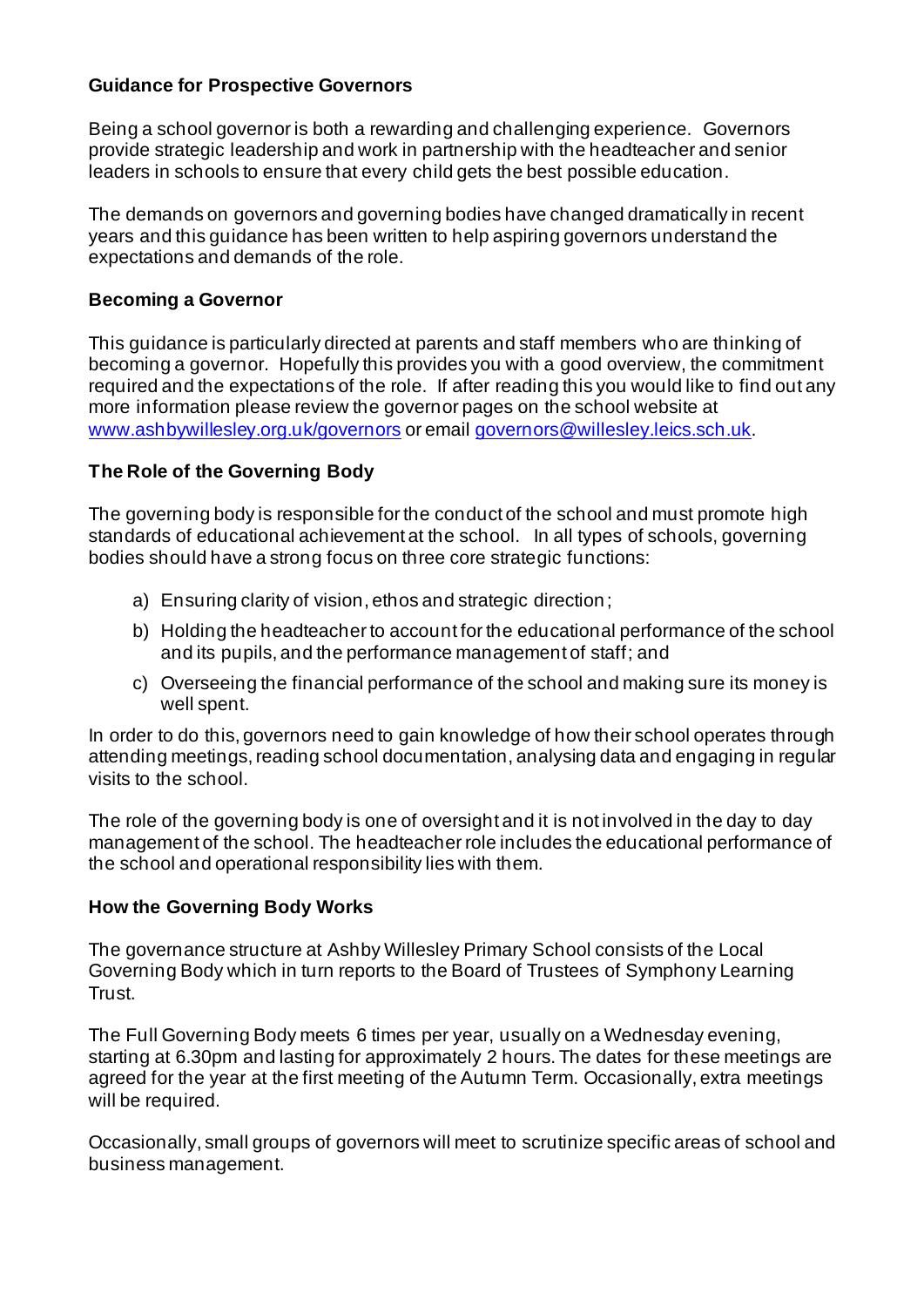## Guidance for Prospective Governors

Being a school governor is both a rewarding and challenging experience. Governors provide strategic leadership and work in partnership with the headteacher and senior leaders in schools to ensure that every child gets the best possible education.

The demands on governors and governing bodies have changed dramatically in recent years and this guidance has been written to help aspiring governors understand the expectations and demands of the role.

## Becoming a Governor

This guidance is particularly directed at parents and staff members who are thinking of becoming a governor. Hopefully this provides you with a good overview, the commitment required and the expectations of the role. If after reading this you would like to find out any more information please review the governor pages on the school website at [www.ashbywillesley.org.uk/governors](http://www.ashbywillesley.org.uk/governors) or email [governors@willesley.leics.sch.uk](mailto:governors@willesley.leics.sch.uk).

## The Role of the Governing Body

The governing body is responsible for the conduct of the school and must promote high standards of educational achievement at the school. In all types of schools, governing bodies should have a strong focus on three core strategic functions:

a) Ensuring clarity of vision, ethos and strategic direction;
b) Holding the headteacher to account for the educational performance of the school and its pupils, and the performance management of staff; and
c) Overseeing the financial performance of the school and making sure its money is well spent.

In order to do this, governors need to gain knowledge of how their school operates through attending meetings, reading school documentation, analysing data and engaging in regular visits to the school.

The role of the governing body is one of oversight and it is not involved in the day to day management of the school. The headteacher role includes the educational performance of the school and operational responsibility lies with them.

## How the Governing Body Works

The governance structure at Ashby Willesley Primary School consists of the Local Governing Body which in turn reports to the Board of Trustees of Symphony Learning Trust.

The Full Governing Body meets 6 times per year, usually on a Wednesday evening, starting at 6.30pm and lasting for approximately 2 hours. The dates for these meetings are agreed for the year at the first meeting of the Autumn Term. Occasionally, extra meetings will be required.

Occasionally, small groups of governors will meet to scrutinize specific areas of school and business management.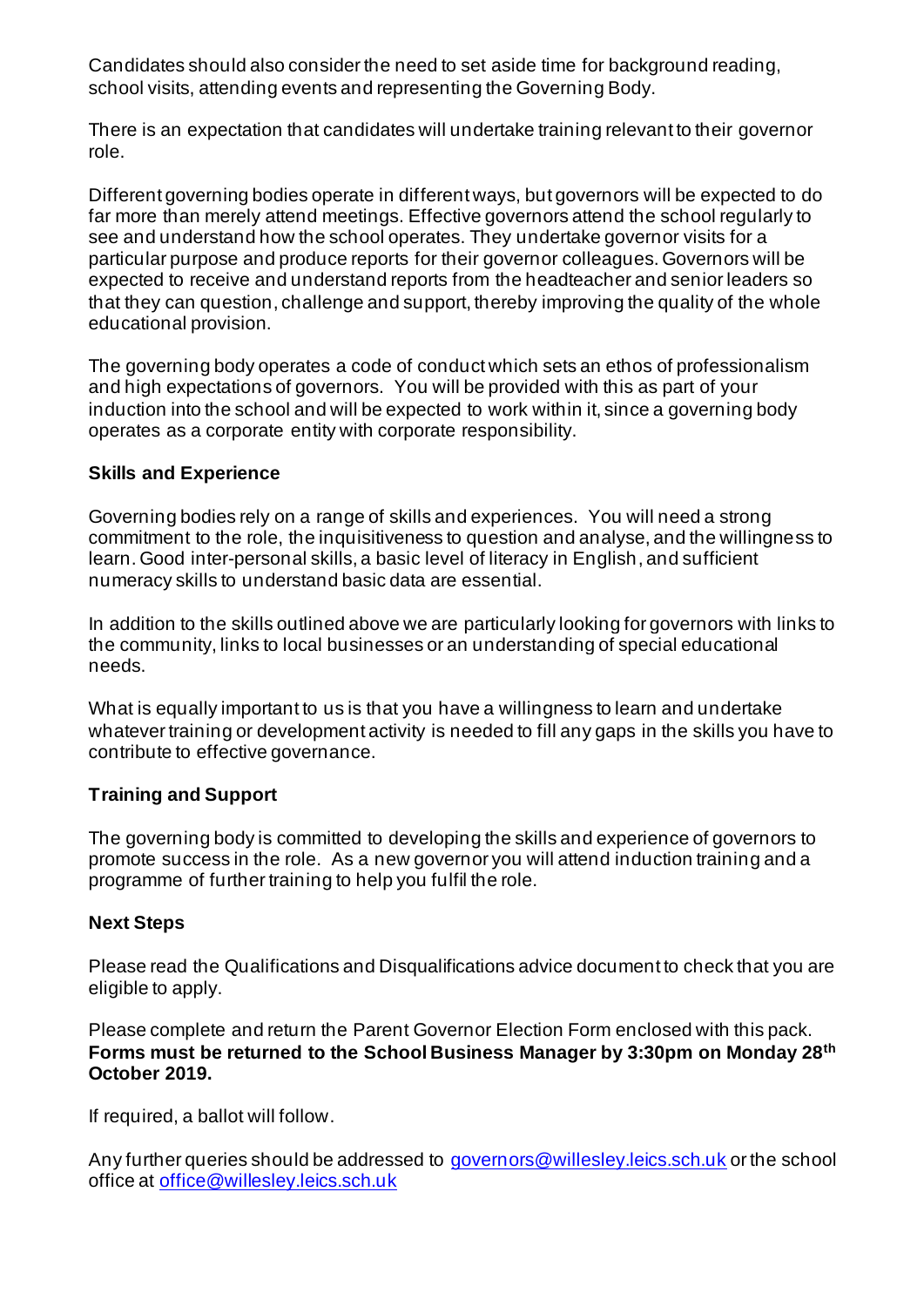Candidates should also consider the need to set aside time for background reading, school visits, attending events and representing the Governing Body.

There is an expectation that candidates will undertake training relevant to their governor role.

Different governing bodies operate in different ways, but governors will be expected to do far more than merely attend meetings. Effective governors attend the school regularly to see and understand how the school operates. They undertake governor visits for a particular purpose and produce reports for their governor colleagues. Governors will be expected to receive and understand reports from the headteacher and senior leaders so that they can question, challenge and support, thereby improving the quality of the whole educational provision.

The governing body operates a code of conduct which sets an ethos of professionalism and high expectations of governors. You will be provided with this as part of your induction into the school and will be expected to work within it, since a governing body operates as a corporate entity with corporate responsibility.

**Skills and Experience**

Governing bodies rely on a range of skills and experiences. You will need a strong commitment to the role, the inquisitiveness to question and analyse, and the willingness to learn. Good inter-personal skills, a basic level of literacy in English, and sufficient numeracy skills to understand basic data are essential.

In addition to the skills outlined above we are particularly looking for governors with links to the community, links to local businesses or an understanding of special educational needs.

What is equally important to us is that you have a willingness to learn and undertake whatever training or development activity is needed to fill any gaps in the skills you have to contribute to effective governance.

**Training and Support**

The governing body is committed to developing the skills and experience of governors to promote success in the role. As a new governor you will attend induction training and a programme of further training to help you fulfil the role.

**Next Steps**

Please read the Qualifications and Disqualifications advice document to check that you are eligible to apply.

Please complete and return the Parent Governor Election Form enclosed with this pack. **Forms must be returned to the School Business Manager by 3:30pm on Monday 28th October 2019.**

If required, a ballot will follow.

Any further queries should be addressed to governors@willesley.leics.sch.uk or the school office at office@willesley.leics.sch.uk